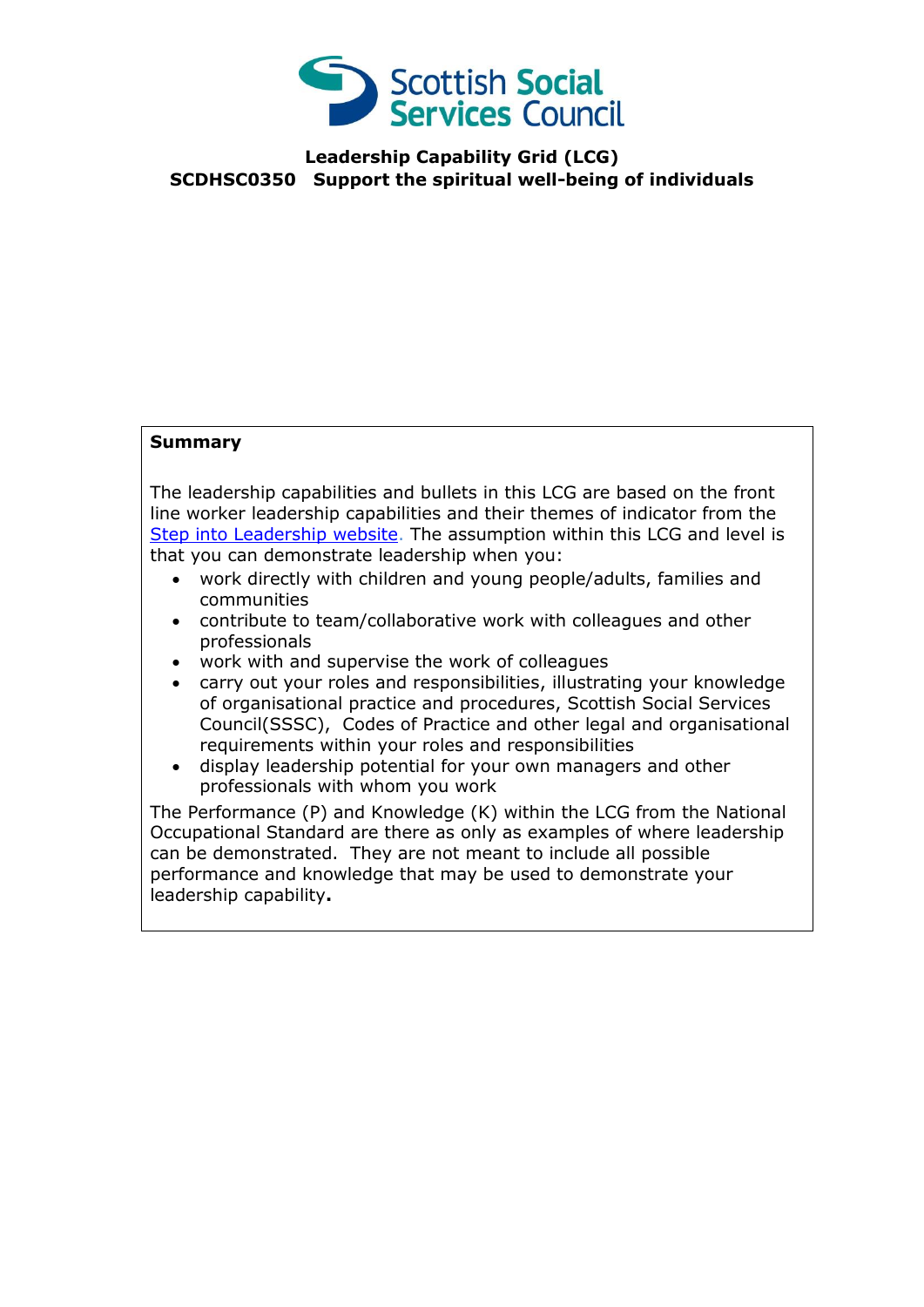# Leadership Capability Grid (LCG)
## SCDHSC0350 Support the spiritual well-being of individuals

**Summary**

The leadership capabilities and bullets in this LCG are based on the front line worker leadership capabilities and their themes of indicator from the Step into Leadership website. The assumption within this LCG and level is that you can demonstrate leadership when you:

- work directly with children and young people/adults, families and communities
- contribute to team/collaborative work with colleagues and other professionals
- work with and supervise the work of colleagues
- carry out your roles and responsibilities, illustrating your knowledge of organisational practice and procedures, Scottish Social Services Council(SSSC), Codes of Practice and other legal and organisational requirements within your roles and responsibilities
- display leadership potential for your own managers and other professionals with whom you work

The Performance (P) and Knowledge (K) within the LCG from the National Occupational Standard are there as only as examples of where leadership can be demonstrated. They are not meant to include all possible performance and knowledge that may be used to demonstrate your leadership capability**.**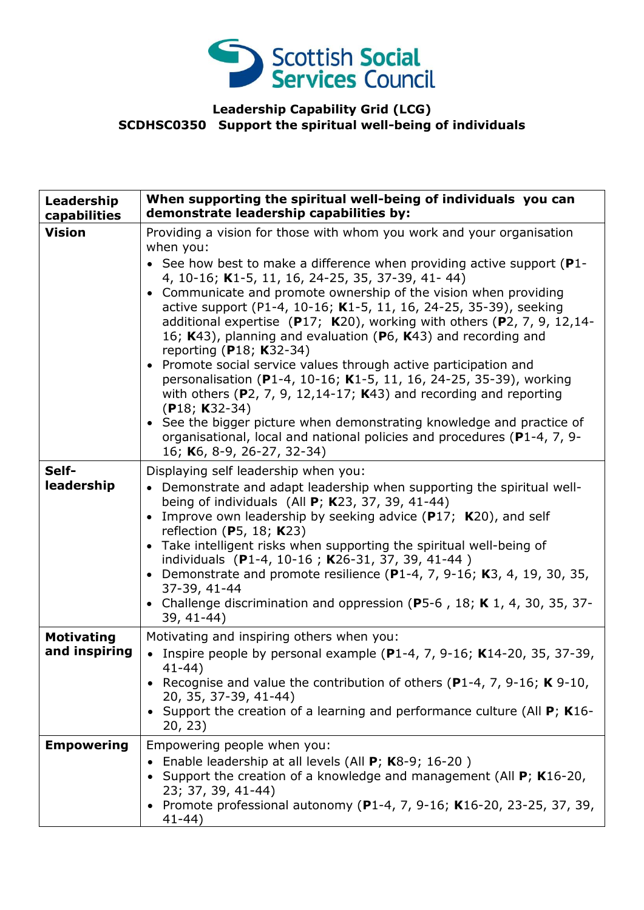Scottish Social Services Council

**Leadership Capability Grid (LCG)**
**SCDHSC0350 Support the spiritual well-being of individuals**

| **Leadership capabilities** | **When supporting the spiritual well-being of individuals you can demonstrate leadership capabilities by:** |
|---|---|
| **Vision** | Providing a vision for those with whom you work and your organisation when you:<br>• See how best to make a difference when providing active support (**P**1-4, 10-16; **K**1-5, 11, 16, 24-25, 35, 37-39, 41- 44)<br>• Communicate and promote ownership of the vision when providing active support (P1-4, 10-16; **K**1-5, 11, 16, 24-25, 35-39), seeking additional expertise (**P**17; **K**20), working with others (**P**2, 7, 9, 12,14-16; **K**43), planning and evaluation (**P**6, **K**43) and recording and reporting (**P**18; **K**32-34)<br>• Promote social service values through active participation and personalisation (**P**1-4, 10-16; **K**1-5, 11, 16, 24-25, 35-39), working with others (**P**2, 7, 9, 12,14-17; **K**43) and recording and reporting (**P**18; **K**32-34)<br>• See the bigger picture when demonstrating knowledge and practice of organisational, local and national policies and procedures (**P**1-4, 7, 9-16; **K**6, 8-9, 26-27, 32-34) |
| **Self-leadership** | Displaying self leadership when you:<br>• Demonstrate and adapt leadership when supporting the spiritual well-being of individuals (All **P**; **K**23, 37, 39, 41-44)<br>• Improve own leadership by seeking advice (**P**17; **K**20), and self reflection (**P**5, 18; **K**23)<br>• Take intelligent risks when supporting the spiritual well-being of individuals (**P**1-4, 10-16 ; **K**26-31, 37, 39, 41-44 )<br>• Demonstrate and promote resilience (**P**1-4, 7, 9-16; **K**3, 4, 19, 30, 35, 37-39, 41-44<br>• Challenge discrimination and oppression (**P**5-6 , 18; **K** 1, 4, 30, 35, 37-39, 41-44) |
| **Motivating and inspiring** | Motivating and inspiring others when you:<br>• Inspire people by personal example (**P**1-4, 7, 9-16; **K**14-20, 35, 37-39, 41-44)<br>• Recognise and value the contribution of others (**P**1-4, 7, 9-16; **K** 9-10, 20, 35, 37-39, 41-44)<br>• Support the creation of a learning and performance culture (All **P**; **K**16-20, 23) |
| **Empowering** | Empowering people when you:<br>• Enable leadership at all levels (All **P**; **K**8-9; 16-20 )<br>• Support the creation of a knowledge and management (All **P**; **K**16-20, 23; 37, 39, 41-44)<br>• Promote professional autonomy (**P**1-4, 7, 9-16; **K**16-20, 23-25, 37, 39, 41-44) |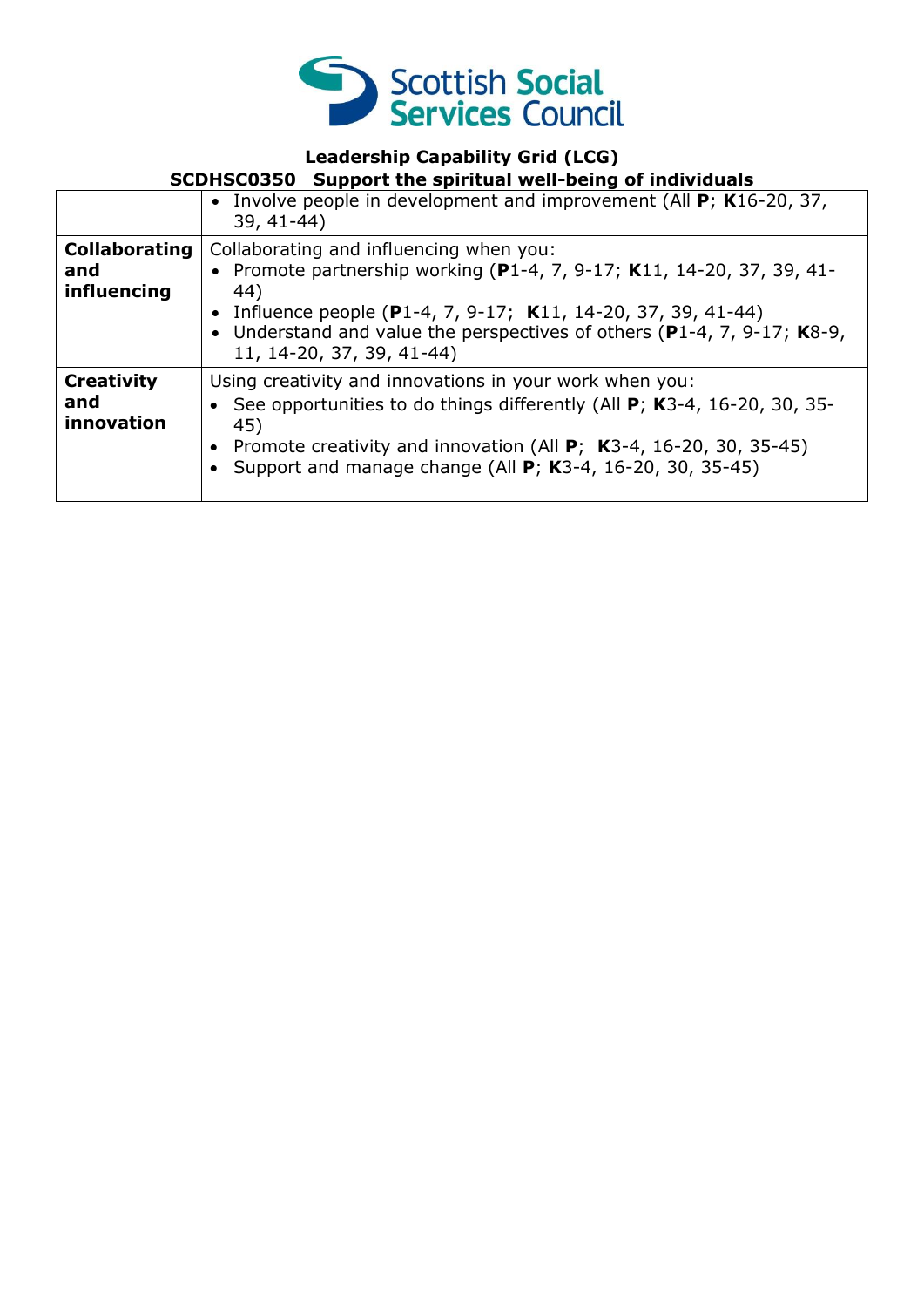## Leadership Capability Grid (LCG)

## SCDHSC0350 Support the spiritual well-being of individuals

| | |
|---|---|
| | • Involve people in development and improvement (All **P**; **K**16-20, 37, 39, 41-44) |
| **Collaborating and influencing** | Collaborating and influencing when you:<br>• Promote partnership working (**P**1-4, 7, 9-17; **K**11, 14-20, 37, 39, 41-44)<br>• Influence people (**P**1-4, 7, 9-17; **K**11, 14-20, 37, 39, 41-44)<br>• Understand and value the perspectives of others (**P**1-4, 7, 9-17; **K**8-9, 11, 14-20, 37, 39, 41-44) |
| **Creativity and innovation** | Using creativity and innovations in your work when you:<br>• See opportunities to do things differently (All **P**; **K**3-4, 16-20, 30, 35-45)<br>• Promote creativity and innovation (All **P**; **K**3-4, 16-20, 30, 35-45)<br>• Support and manage change (All **P**; **K**3-4, 16-20, 30, 35-45) |